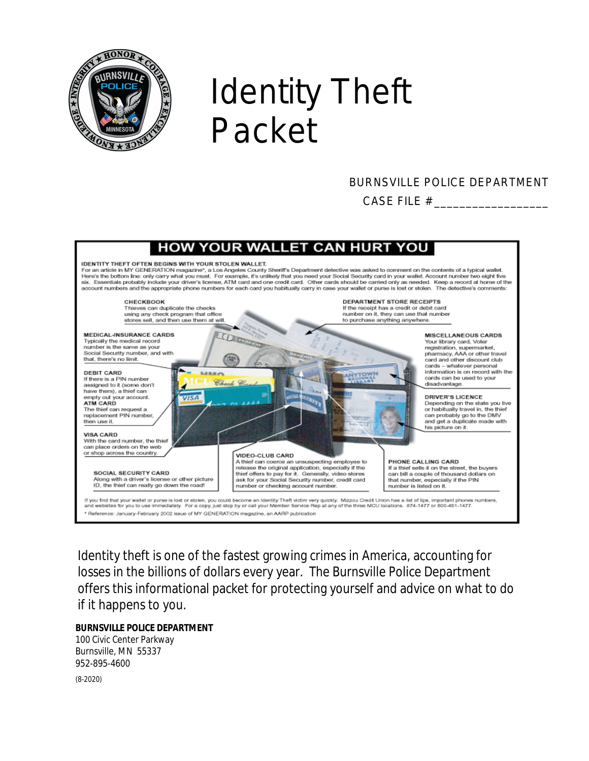# Identity Theft Packet

BURNSVILLE POLICE DEPARTMENT

CASE FILE #_________________

## HOW YOUR WALLET CAN HURT YOU

**IDENTITY THEFT OFTEN BEGINS WITH YOUR STOLEN WALLET.**
For an article in MY GENERATION magazine*, a Los Angeles County Sheriff's Department detective was asked to comment on the contents of a typical wallet. Here's the bottom line: only carry what you must. For example, it's unlikely that you need your Social Security card in your wallet. Account number two eight five six. Essentials probably include your driver's license, ATM card and one credit card. Other cards should be carried only as needed. Keep a record at home of the account numbers and the appropriate phone numbers for each card you habitually carry in case your wallet or purse is lost or stolen. The detective's comments:

**CHECKBOOK**
Thieves can duplicate the checks using any check program that office stores sell, and then use them at will.

**DEPARTMENT STORE RECEIPTS**
If the receipt has a credit or debit card number on it, they can use that number to purchase anything anywhere.

**MEDICAL-INSURANCE CARDS**
Typically the medical record number is the same as your Social Security number, and with that, there's no limit.

**MISCELLANEOUS CARDS**
Your library card, Voter registration, supermarket, pharmacy, AAA or other travel card and other discount club cards – whatever personal information is on record with the cards can be used to your disadvantage.

**DEBIT CARD**
If there is a PIN number assigned to it (some don't have them), a thief can empty out your account.

**ATM CARD**
The thief can request a replacement PIN number, then use it.

**DRIVER'S LICENCE**
Depending on the state you live or habitually travel in, the thief can probably go to the DMV and get a duplicate made with his picture on it.

**VISA CARD**
With the card number, the thief can place orders on the web or shop across the country.

**SOCIAL SECURITY CARD**
Along with a driver's license or other picture ID, the thief can really go down the road!

**VIDEO-CLUB CARD**
A thief can coerce an unsuspecting employee to release the original application, especially if the thief offers to pay for it. Generally, video stores ask for your Social Security number, credit card number or checking account number.

**PHONE CALLING CARD**
If a thief sells it on the street, the buyers can bill a couple of thousand dollars on that number, especially if the PIN number is listed on it.

If you find that your wallet or purse is lost or stolen, you could become an Identity Theft victim very quickly. Mizzou Credit Union has a list of tips, important phones numbers, and websites for you to use immediately. For a copy, just stop by or call your Member Service Rep at any of the three MCU locations. 874-1477 or 800-451-1477.

* Reference: January-February 2002 issue of MY GENERATION magazine, an AARP publication

Identity theft is one of the fastest growing crimes in America, accounting for losses in the billions of dollars every year. The Burnsville Police Department offers this informational packet for protecting yourself and advice on what to do if it happens to you.

**BURNSVILLE POLICE DEPARTMENT**
100 Civic Center Parkway
Burnsville, MN 55337
952-895-4600

(8-2020)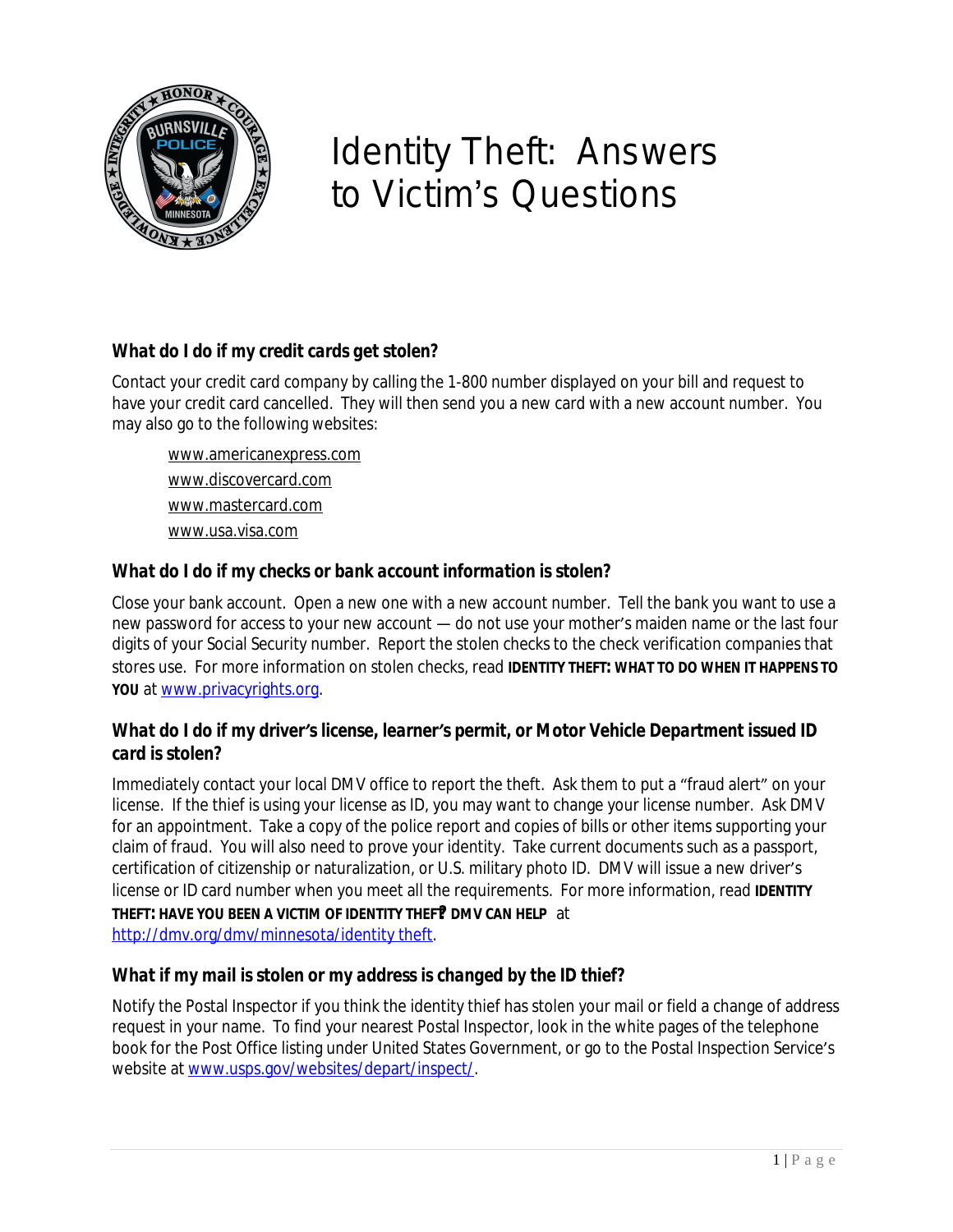# Identity Theft: Answers to Victim's Questions

### What do I do if my credit cards get stolen?

Contact your credit card company by calling the 1-800 number displayed on your bill and request to have your credit card cancelled. They will then send you a new card with a new account number. You may also go to the following websites:

- www.americanexpress.com
- www.discovercard.com
- www.mastercard.com
- www.usa.visa.com

### What do I do if my checks or bank account information is stolen?

Close your bank account. Open a new one with a new account number. Tell the bank you want to use a new password for access to your new account — do not use your mother's maiden name or the last four digits of your Social Security number. Report the stolen checks to the check verification companies that stores use. For more information on stolen checks, read **IDENTITY THEFT: WHAT TO DO WHEN IT HAPPENS TO YOU** at www.privacyrights.org.

### What do I do if my driver's license, learner's permit, or Motor Vehicle Department issued ID card is stolen?

Immediately contact your local DMV office to report the theft. Ask them to put a "fraud alert" on your license. If the thief is using your license as ID, you may want to change your license number. Ask DMV for an appointment. Take a copy of the police report and copies of bills or other items supporting your claim of fraud. You will also need to prove your identity. Take current documents such as a passport, certification of citizenship or naturalization, or U.S. military photo ID. DMV will issue a new driver's license or ID card number when you meet all the requirements. For more information, read **IDENTITY THEFT: HAVE YOU BEEN A VICTIM OF IDENTITY THEFT? DMV CAN HELP** at http://dmv.org/dmv/minnesota/identity theft.

### What if my mail is stolen or my address is changed by the ID thief?

Notify the Postal Inspector if you think the identity thief has stolen your mail or field a change of address request in your name. To find your nearest Postal Inspector, look in the white pages of the telephone book for the Post Office listing under United States Government, or go to the Postal Inspection Service's website at www.usps.gov/websites/depart/inspect/.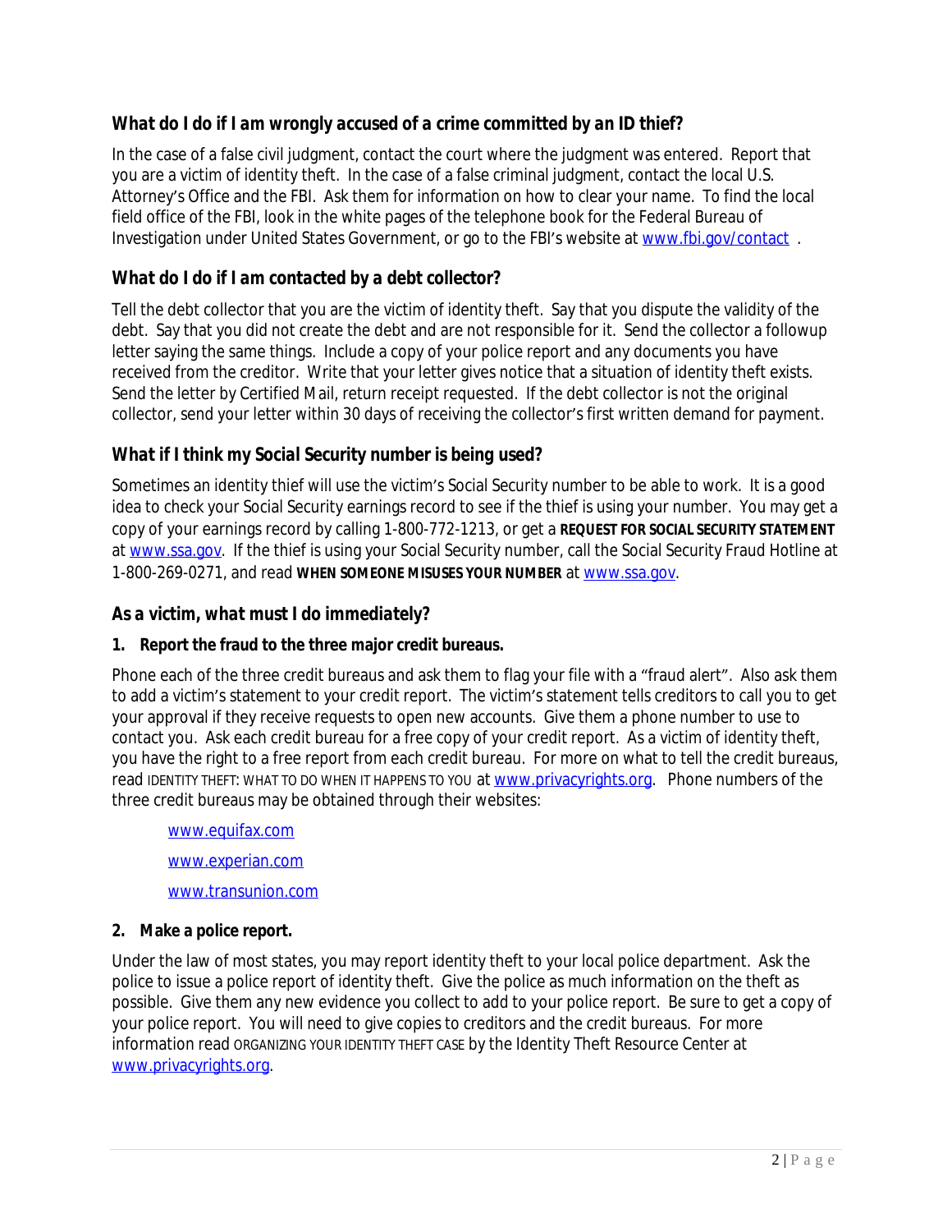### *What do I do if I am wrongly accused of a crime committed by an ID thief?*

In the case of a false civil judgment, contact the court where the judgment was entered. Report that you are a victim of identity theft. In the case of a false criminal judgment, contact the local U.S. Attorney's Office and the FBI. Ask them for information on how to clear your name. To find the local field office of the FBI, look in the white pages of the telephone book for the Federal Bureau of Investigation under United States Government, or go to the FBI's website at [www.fbi.gov/contact](www.fbi.gov/contact) .

### *What do I do if I am contacted by a debt collector?*

Tell the debt collector that you are the victim of identity theft. Say that you dispute the validity of the debt. Say that you did not create the debt and are not responsible for it. Send the collector a followup letter saying the same things. Include a copy of your police report and any documents you have received from the creditor. Write that your letter gives notice that a situation of identity theft exists. Send the letter by Certified Mail, return receipt requested. If the debt collector is not the original collector, send your letter within 30 days of receiving the collector's first written demand for payment.

### *What if I think my Social Security number is being used?*

Sometimes an identity thief will use the victim's Social Security number to be able to work. It is a good idea to check your Social Security earnings record to see if the thief is using your number. You may get a copy of your earnings record by calling 1-800-772-1213, or get a **REQUEST FOR SOCIAL SECURITY STATEMENT** at [www.ssa.gov](www.ssa.gov). If the thief is using your Social Security number, call the Social Security Fraud Hotline at 1-800-269-0271, and read **WHEN SOMEONE MISUSES YOUR NUMBER** at [www.ssa.gov](www.ssa.gov).

### *As a victim, what must I do immediately?*

**1. Report the fraud to the three major credit bureaus.**

Phone each of the three credit bureaus and ask them to flag your file with a "fraud alert". Also ask them to add a victim's statement to your credit report. The victim's statement tells creditors to call you to get your approval if they receive requests to open new accounts. Give them a phone number to use to contact you. Ask each credit bureau for a free copy of your credit report. As a victim of identity theft, you have the right to a free report from each credit bureau. For more on what to tell the credit bureaus, read IDENTITY THEFT: WHAT TO DO WHEN IT HAPPENS TO YOU at [www.privacyrights.org](www.privacyrights.org). Phone numbers of the three credit bureaus may be obtained through their websites:

- [www.equifax.com](www.equifax.com)
- [www.experian.com](www.experian.com)
- [www.transunion.com](www.transunion.com)

**2. Make a police report.**

Under the law of most states, you may report identity theft to your local police department. Ask the police to issue a police report of identity theft. Give the police as much information on the theft as possible. Give them any new evidence you collect to add to your police report. Be sure to get a copy of your police report. You will need to give copies to creditors and the credit bureaus. For more information read ORGANIZING YOUR IDENTITY THEFT CASE by the Identity Theft Resource Center at [www.privacyrights.org](www.privacyrights.org).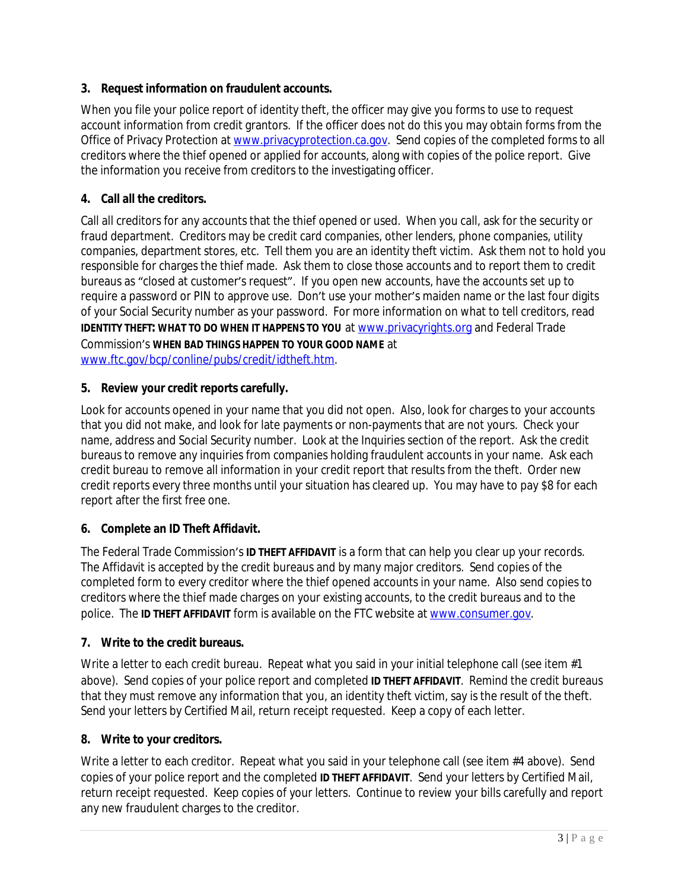**3. Request information on fraudulent accounts.**

When you file your police report of identity theft, the officer may give you forms to use to request account information from credit grantors. If the officer does not do this you may obtain forms from the Office of Privacy Protection at www.privacyprotection.ca.gov. Send copies of the completed forms to all creditors where the thief opened or applied for accounts, along with copies of the police report. Give the information you receive from creditors to the investigating officer.

**4. Call all the creditors.**

Call all creditors for any accounts that the thief opened or used. When you call, ask for the security or fraud department. Creditors may be credit card companies, other lenders, phone companies, utility companies, department stores, etc. Tell them you are an identity theft victim. Ask them not to hold you responsible for charges the thief made. Ask them to close those accounts and to report them to credit bureaus as "closed at customer's request". If you open new accounts, have the accounts set up to require a password or PIN to approve use. Don't use your mother's maiden name or the last four digits of your Social Security number as your password. For more information on what to tell creditors, read **IDENTITY THEFT: WHAT TO DO WHEN IT HAPPENS TO YOU** at www.privacyrights.org and Federal Trade Commission's **WHEN BAD THINGS HAPPEN TO YOUR GOOD NAME** at www.ftc.gov/bcp/conline/pubs/credit/idtheft.htm.

**5. Review your credit reports carefully.**

Look for accounts opened in your name that you did not open. Also, look for charges to your accounts that you did not make, and look for late payments or non-payments that are not yours. Check your name, address and Social Security number. Look at the Inquiries section of the report. Ask the credit bureaus to remove any inquiries from companies holding fraudulent accounts in your name. Ask each credit bureau to remove all information in your credit report that results from the theft. Order new credit reports every three months until your situation has cleared up. You may have to pay $8 for each report after the first free one.

**6. Complete an ID Theft Affidavit.**

The Federal Trade Commission's **ID THEFT AFFIDAVIT** is a form that can help you clear up your records. The Affidavit is accepted by the credit bureaus and by many major creditors. Send copies of the completed form to every creditor where the thief opened accounts in your name. Also send copies to creditors where the thief made charges on your existing accounts, to the credit bureaus and to the police. The **ID THEFT AFFIDAVIT** form is available on the FTC website at www.consumer.gov.

**7. Write to the credit bureaus.**

Write a letter to each credit bureau. Repeat what you said in your initial telephone call (see item #1 above). Send copies of your police report and completed **ID THEFT AFFIDAVIT**. Remind the credit bureaus that they must remove any information that you, an identity theft victim, say is the result of the theft. Send your letters by Certified Mail, return receipt requested. Keep a copy of each letter.

**8. Write to your creditors.**

Write a letter to each creditor. Repeat what you said in your telephone call (see item #4 above). Send copies of your police report and the completed **ID THEFT AFFIDAVIT**. Send your letters by Certified Mail, return receipt requested. Keep copies of your letters. Continue to review your bills carefully and report any new fraudulent charges to the creditor.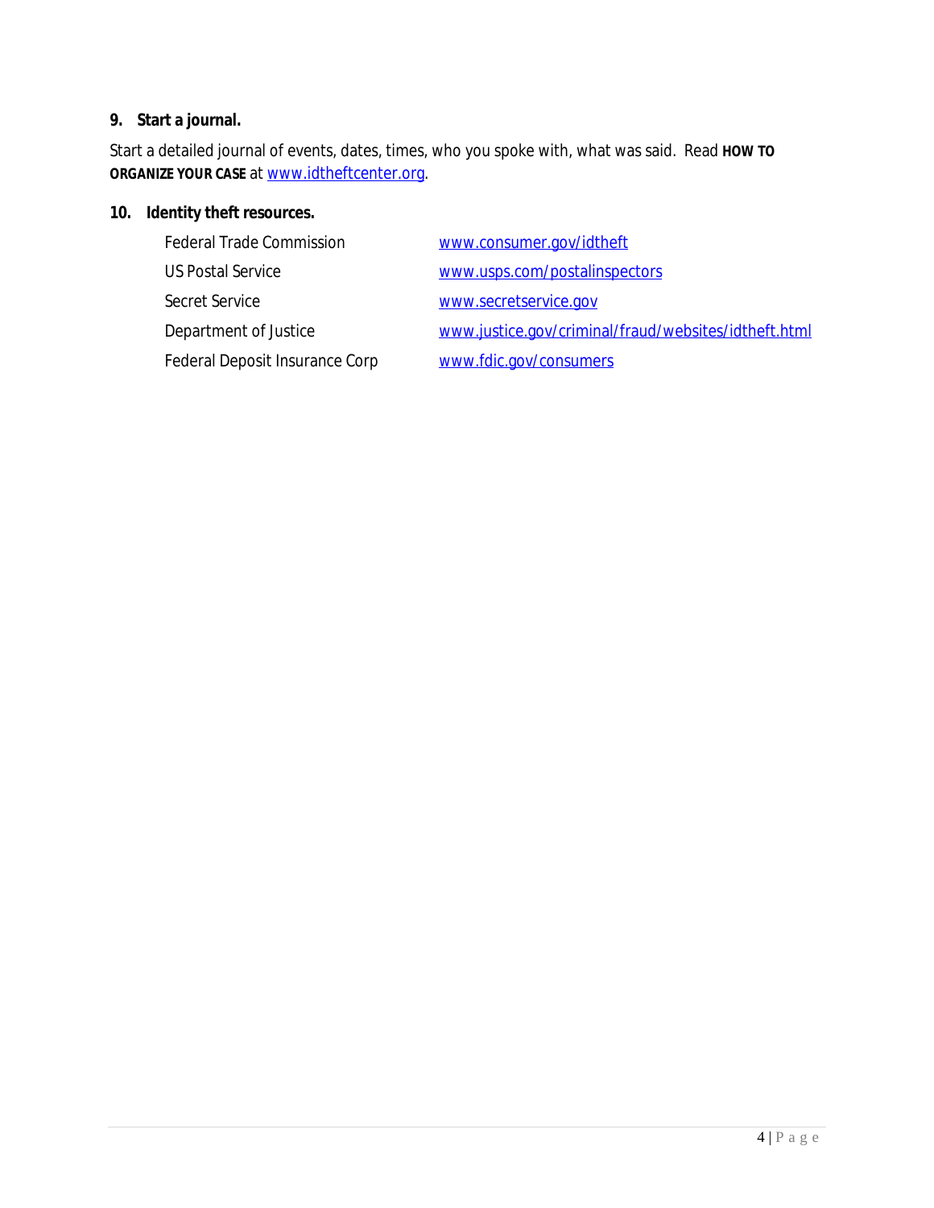### 9. Start a journal.

Start a detailed journal of events, dates, times, who you spoke with, what was said. Read **HOW TO ORGANIZE YOUR CASE** at www.idtheftcenter.org.

### 10. Identity theft resources.

| | |
|---|---|
| Federal Trade Commission | www.consumer.gov/idtheft |
| US Postal Service | www.usps.com/postalinspectors |
| Secret Service | www.secretservice.gov |
| Department of Justice | www.justice.gov/criminal/fraud/websites/idtheft.html |
| Federal Deposit Insurance Corp | www.fdic.gov/consumers |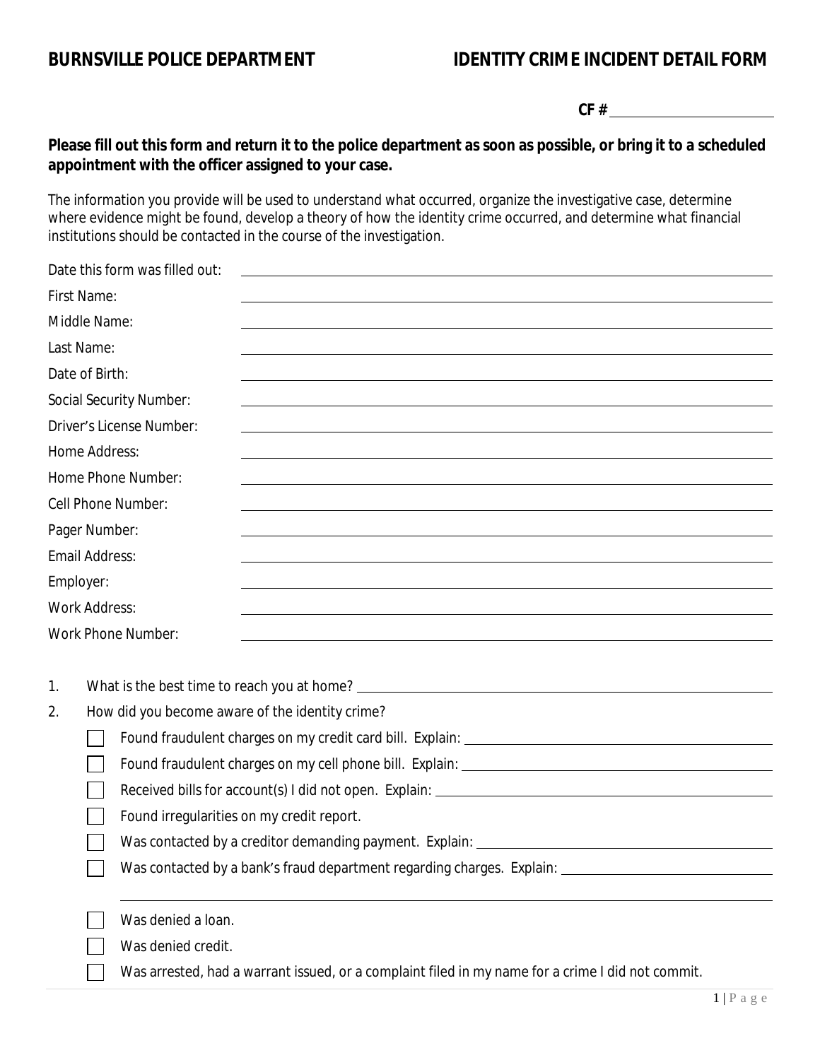**BURNSVILLE POLICE DEPARTMENT** **IDENTITY CRIME INCIDENT DETAIL FORM**

**CF #** ____________________

**Please fill out this form and return it to the police department as soon as possible, or bring it to a scheduled appointment with the officer assigned to your case.**

The information you provide will be used to understand what occurred, organize the investigative case, determine where evidence might be found, develop a theory of how the identity crime occurred, and determine what financial institutions should be contacted in the course of the investigation.

Date this form was filled out: ____________________

First Name: ____________________

Middle Name: ____________________

Last Name: ____________________

Date of Birth: ____________________

Social Security Number: ____________________

Driver's License Number: ____________________

Home Address: ____________________

Home Phone Number: ____________________

Cell Phone Number: ____________________

Pager Number: ____________________

Email Address: ____________________

Employer: ____________________

Work Address: ____________________

Work Phone Number: ____________________

1. What is the best time to reach you at home? ____________________
2. How did you become aware of the identity crime?
   - ☐ Found fraudulent charges on my credit card bill. Explain: ____________________
   - ☐ Found fraudulent charges on my cell phone bill. Explain: ____________________
   - ☐ Received bills for account(s) I did not open. Explain: ____________________
   - ☐ Found irregularities on my credit report.
   - ☐ Was contacted by a creditor demanding payment. Explain: ____________________
   - ☐ Was contacted by a bank's fraud department regarding charges. Explain: ____________________
     ____________________
   - ☐ Was denied a loan.
   - ☐ Was denied credit.
   - ☐ Was arrested, had a warrant issued, or a complaint filed in my name for a crime I did not commit.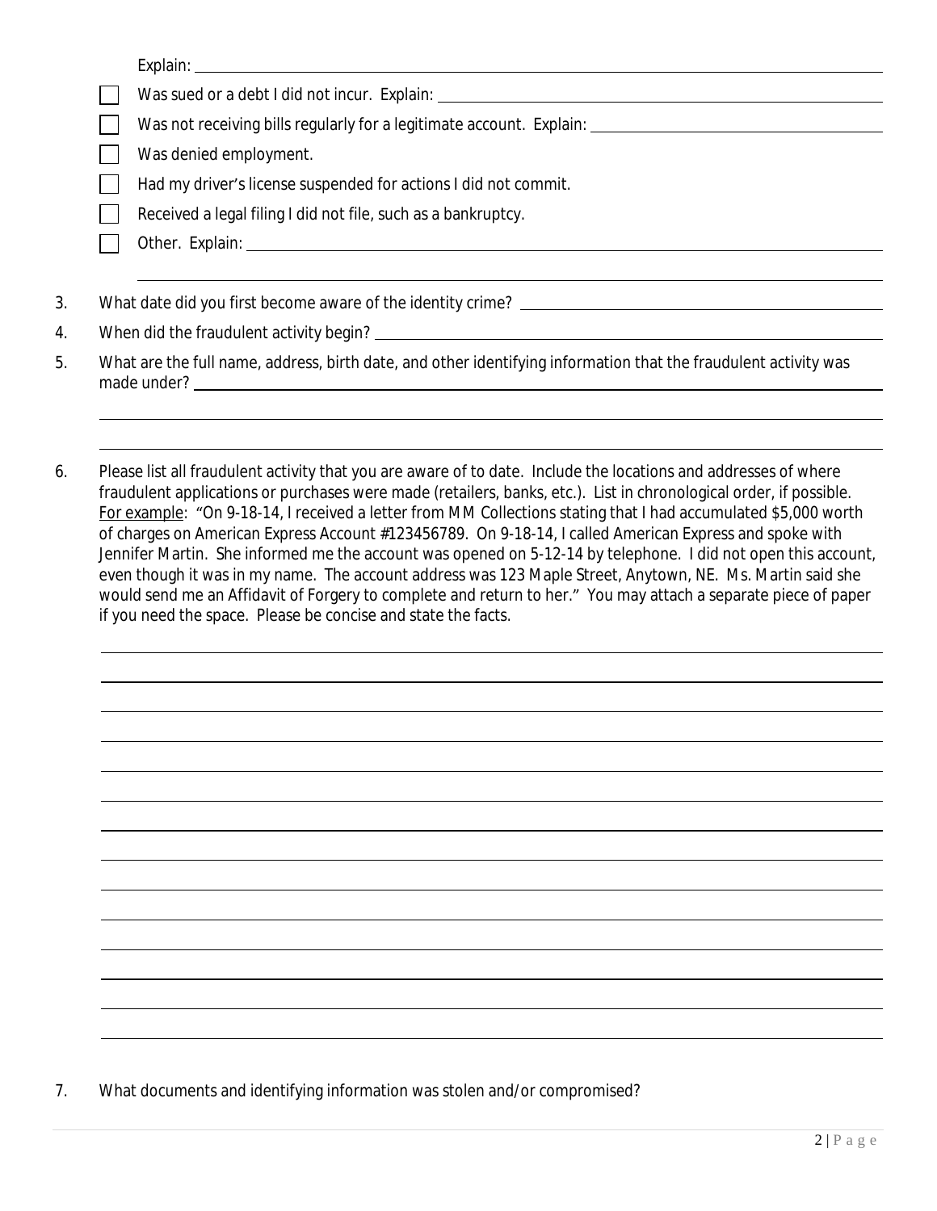Explain: \_\_\_\_\_\_\_\_\_\_\_\_\_\_\_\_\_\_\_\_\_\_\_\_\_\_\_\_\_\_\_\_\_\_\_\_\_\_\_\_

- ☐ Was sued or a debt I did not incur. Explain: \_\_\_\_\_\_\_\_\_\_\_\_\_\_\_\_\_\_\_\_\_\_\_\_\_\_\_\_\_\_\_\_\_\_\_\_\_\_\_\_
- ☐ Was not receiving bills regularly for a legitimate account. Explain: \_\_\_\_\_\_\_\_\_\_\_\_\_\_\_\_\_\_\_\_\_\_\_\_\_\_\_\_\_\_\_\_\_\_\_\_\_\_\_\_
- ☐ Was denied employment.
- ☐ Had my driver's license suspended for actions I did not commit.
- ☐ Received a legal filing I did not file, such as a bankruptcy.
- ☐ Other. Explain: \_\_\_\_\_\_\_\_\_\_\_\_\_\_\_\_\_\_\_\_\_\_\_\_\_\_\_\_\_\_\_\_\_\_\_\_\_\_\_\_

\_\_\_\_\_\_\_\_\_\_\_\_\_\_\_\_\_\_\_\_\_\_\_\_\_\_\_\_\_\_\_\_\_\_\_\_\_\_\_\_

3. What date did you first become aware of the identity crime? \_\_\_\_\_\_\_\_\_\_\_\_\_\_\_\_\_\_\_\_\_\_\_\_\_\_\_\_\_\_\_\_\_\_\_\_\_\_\_\_

4. When did the fraudulent activity begin? \_\_\_\_\_\_\_\_\_\_\_\_\_\_\_\_\_\_\_\_\_\_\_\_\_\_\_\_\_\_\_\_\_\_\_\_\_\_\_\_

5. What are the full name, address, birth date, and other identifying information that the fraudulent activity was made under? \_\_\_\_\_\_\_\_\_\_\_\_\_\_\_\_\_\_\_\_\_\_\_\_\_\_\_\_\_\_\_\_\_\_\_\_\_\_\_\_

\_\_\_\_\_\_\_\_\_\_\_\_\_\_\_\_\_\_\_\_\_\_\_\_\_\_\_\_\_\_\_\_\_\_\_\_\_\_\_\_

\_\_\_\_\_\_\_\_\_\_\_\_\_\_\_\_\_\_\_\_\_\_\_\_\_\_\_\_\_\_\_\_\_\_\_\_\_\_\_\_

6. Please list all fraudulent activity that you are aware of to date. Include the locations and addresses of where fraudulent applications or purchases were made (retailers, banks, etc.). List in chronological order, if possible. For example: "On 9-18-14, I received a letter from MM Collections stating that I had accumulated $5,000 worth of charges on American Express Account #123456789. On 9-18-14, I called American Express and spoke with Jennifer Martin. She informed me the account was opened on 5-12-14 by telephone. I did not open this account, even though it was in my name. The account address was 123 Maple Street, Anytown, NE. Ms. Martin said she would send me an Affidavit of Forgery to complete and return to her." You may attach a separate piece of paper if you need the space. Please be concise and state the facts.

\_\_\_\_\_\_\_\_\_\_\_\_\_\_\_\_\_\_\_\_\_\_\_\_\_\_\_\_\_\_\_\_\_\_\_\_\_\_\_\_

\_\_\_\_\_\_\_\_\_\_\_\_\_\_\_\_\_\_\_\_\_\_\_\_\_\_\_\_\_\_\_\_\_\_\_\_\_\_\_\_

\_\_\_\_\_\_\_\_\_\_\_\_\_\_\_\_\_\_\_\_\_\_\_\_\_\_\_\_\_\_\_\_\_\_\_\_\_\_\_\_

\_\_\_\_\_\_\_\_\_\_\_\_\_\_\_\_\_\_\_\_\_\_\_\_\_\_\_\_\_\_\_\_\_\_\_\_\_\_\_\_

\_\_\_\_\_\_\_\_\_\_\_\_\_\_\_\_\_\_\_\_\_\_\_\_\_\_\_\_\_\_\_\_\_\_\_\_\_\_\_\_

\_\_\_\_\_\_\_\_\_\_\_\_\_\_\_\_\_\_\_\_\_\_\_\_\_\_\_\_\_\_\_\_\_\_\_\_\_\_\_\_

\_\_\_\_\_\_\_\_\_\_\_\_\_\_\_\_\_\_\_\_\_\_\_\_\_\_\_\_\_\_\_\_\_\_\_\_\_\_\_\_

\_\_\_\_\_\_\_\_\_\_\_\_\_\_\_\_\_\_\_\_\_\_\_\_\_\_\_\_\_\_\_\_\_\_\_\_\_\_\_\_

\_\_\_\_\_\_\_\_\_\_\_\_\_\_\_\_\_\_\_\_\_\_\_\_\_\_\_\_\_\_\_\_\_\_\_\_\_\_\_\_

\_\_\_\_\_\_\_\_\_\_\_\_\_\_\_\_\_\_\_\_\_\_\_\_\_\_\_\_\_\_\_\_\_\_\_\_\_\_\_\_

\_\_\_\_\_\_\_\_\_\_\_\_\_\_\_\_\_\_\_\_\_\_\_\_\_\_\_\_\_\_\_\_\_\_\_\_\_\_\_\_

\_\_\_\_\_\_\_\_\_\_\_\_\_\_\_\_\_\_\_\_\_\_\_\_\_\_\_\_\_\_\_\_\_\_\_\_\_\_\_\_

\_\_\_\_\_\_\_\_\_\_\_\_\_\_\_\_\_\_\_\_\_\_\_\_\_\_\_\_\_\_\_\_\_\_\_\_\_\_\_\_

\_\_\_\_\_\_\_\_\_\_\_\_\_\_\_\_\_\_\_\_\_\_\_\_\_\_\_\_\_\_\_\_\_\_\_\_\_\_\_\_

7. What documents and identifying information was stolen and/or compromised?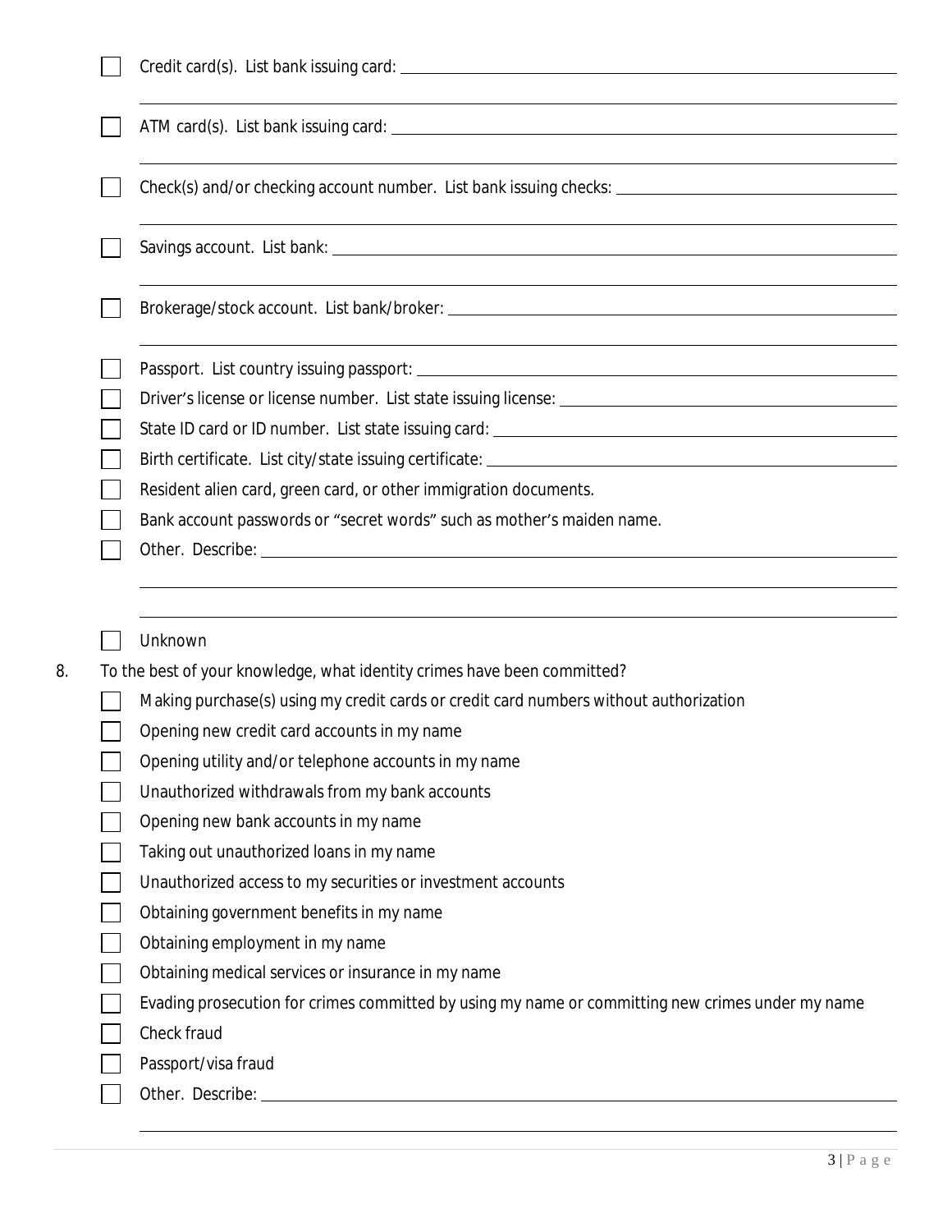- [ ] Credit card(s). List bank issuing card: \_\_\_\_\_\_\_\_\_\_\_\_\_\_\_\_\_\_\_\_\_\_\_\_\_\_\_\_\_\_\_\_\_\_\_\_\_\_\_\_

  \_\_\_\_\_\_\_\_\_\_\_\_\_\_\_\_\_\_\_\_\_\_\_\_\_\_\_\_\_\_\_\_\_\_\_\_\_\_\_\_\_\_\_\_\_\_\_\_\_\_\_\_\_\_\_\_\_\_\_\_\_\_\_\_\_\_\_\_\_\_\_\_\_\_\_\_
- [ ] ATM card(s). List bank issuing card: \_\_\_\_\_\_\_\_\_\_\_\_\_\_\_\_\_\_\_\_\_\_\_\_\_\_\_\_\_\_\_\_\_\_\_\_\_\_\_\_\_\_

  \_\_\_\_\_\_\_\_\_\_\_\_\_\_\_\_\_\_\_\_\_\_\_\_\_\_\_\_\_\_\_\_\_\_\_\_\_\_\_\_\_\_\_\_\_\_\_\_\_\_\_\_\_\_\_\_\_\_\_\_\_\_\_\_\_\_\_\_\_\_\_\_\_\_\_\_
- [ ] Check(s) and/or checking account number. List bank issuing checks: \_\_\_\_\_\_\_\_\_\_\_\_\_\_\_\_\_\_\_\_

  \_\_\_\_\_\_\_\_\_\_\_\_\_\_\_\_\_\_\_\_\_\_\_\_\_\_\_\_\_\_\_\_\_\_\_\_\_\_\_\_\_\_\_\_\_\_\_\_\_\_\_\_\_\_\_\_\_\_\_\_\_\_\_\_\_\_\_\_\_\_\_\_\_\_\_\_
- [ ] Savings account. List bank: \_\_\_\_\_\_\_\_\_\_\_\_\_\_\_\_\_\_\_\_\_\_\_\_\_\_\_\_\_\_\_\_\_\_\_\_\_\_\_\_\_\_\_\_\_\_\_\_\_\_

  \_\_\_\_\_\_\_\_\_\_\_\_\_\_\_\_\_\_\_\_\_\_\_\_\_\_\_\_\_\_\_\_\_\_\_\_\_\_\_\_\_\_\_\_\_\_\_\_\_\_\_\_\_\_\_\_\_\_\_\_\_\_\_\_\_\_\_\_\_\_\_\_\_\_\_\_
- [ ] Brokerage/stock account. List bank/broker: \_\_\_\_\_\_\_\_\_\_\_\_\_\_\_\_\_\_\_\_\_\_\_\_\_\_\_\_\_\_\_\_\_\_\_\_\_\_\_

  \_\_\_\_\_\_\_\_\_\_\_\_\_\_\_\_\_\_\_\_\_\_\_\_\_\_\_\_\_\_\_\_\_\_\_\_\_\_\_\_\_\_\_\_\_\_\_\_\_\_\_\_\_\_\_\_\_\_\_\_\_\_\_\_\_\_\_\_\_\_\_\_\_\_\_\_
- [ ] Passport. List country issuing passport: \_\_\_\_\_\_\_\_\_\_\_\_\_\_\_\_\_\_\_\_\_\_\_\_\_\_\_\_\_\_\_\_\_\_\_\_\_\_\_\_\_
- [ ] Driver's license or license number. List state issuing license: \_\_\_\_\_\_\_\_\_\_\_\_\_\_\_\_\_\_\_\_\_\_\_\_\_\_
- [ ] State ID card or ID number. List state issuing card: \_\_\_\_\_\_\_\_\_\_\_\_\_\_\_\_\_\_\_\_\_\_\_\_\_\_\_\_\_\_\_\_
- [ ] Birth certificate. List city/state issuing certificate: \_\_\_\_\_\_\_\_\_\_\_\_\_\_\_\_\_\_\_\_\_\_\_\_\_\_\_\_\_\_\_\_\_
- [ ] Resident alien card, green card, or other immigration documents.
- [ ] Bank account passwords or "secret words" such as mother's maiden name.
- [ ] Other. Describe: \_\_\_\_\_\_\_\_\_\_\_\_\_\_\_\_\_\_\_\_\_\_\_\_\_\_\_\_\_\_\_\_\_\_\_\_\_\_\_\_\_\_\_\_\_\_\_\_\_\_\_\_\_\_\_\_\_

  \_\_\_\_\_\_\_\_\_\_\_\_\_\_\_\_\_\_\_\_\_\_\_\_\_\_\_\_\_\_\_\_\_\_\_\_\_\_\_\_\_\_\_\_\_\_\_\_\_\_\_\_\_\_\_\_\_\_\_\_\_\_\_\_\_\_\_\_\_\_\_\_\_\_\_\_

  \_\_\_\_\_\_\_\_\_\_\_\_\_\_\_\_\_\_\_\_\_\_\_\_\_\_\_\_\_\_\_\_\_\_\_\_\_\_\_\_\_\_\_\_\_\_\_\_\_\_\_\_\_\_\_\_\_\_\_\_\_\_\_\_\_\_\_\_\_\_\_\_\_\_\_\_
- [ ] Unknown

8. To the best of your knowledge, what identity crimes have been committed?
   - [ ] Making purchase(s) using my credit cards or credit card numbers without authorization
   - [ ] Opening new credit card accounts in my name
   - [ ] Opening utility and/or telephone accounts in my name
   - [ ] Unauthorized withdrawals from my bank accounts
   - [ ] Opening new bank accounts in my name
   - [ ] Taking out unauthorized loans in my name
   - [ ] Unauthorized access to my securities or investment accounts
   - [ ] Obtaining government benefits in my name
   - [ ] Obtaining employment in my name
   - [ ] Obtaining medical services or insurance in my name
   - [ ] Evading prosecution for crimes committed by using my name or committing new crimes under my name
   - [ ] Check fraud
   - [ ] Passport/visa fraud
   - [ ] Other. Describe: \_\_\_\_\_\_\_\_\_\_\_\_\_\_\_\_\_\_\_\_\_\_\_\_\_\_\_\_\_\_\_\_\_\_\_\_\_\_\_\_\_\_\_\_\_\_\_\_\_\_\_\_\_\_\_\_\_

     \_\_\_\_\_\_\_\_\_\_\_\_\_\_\_\_\_\_\_\_\_\_\_\_\_\_\_\_\_\_\_\_\_\_\_\_\_\_\_\_\_\_\_\_\_\_\_\_\_\_\_\_\_\_\_\_\_\_\_\_\_\_\_\_\_\_\_\_\_\_\_\_\_\_\_\_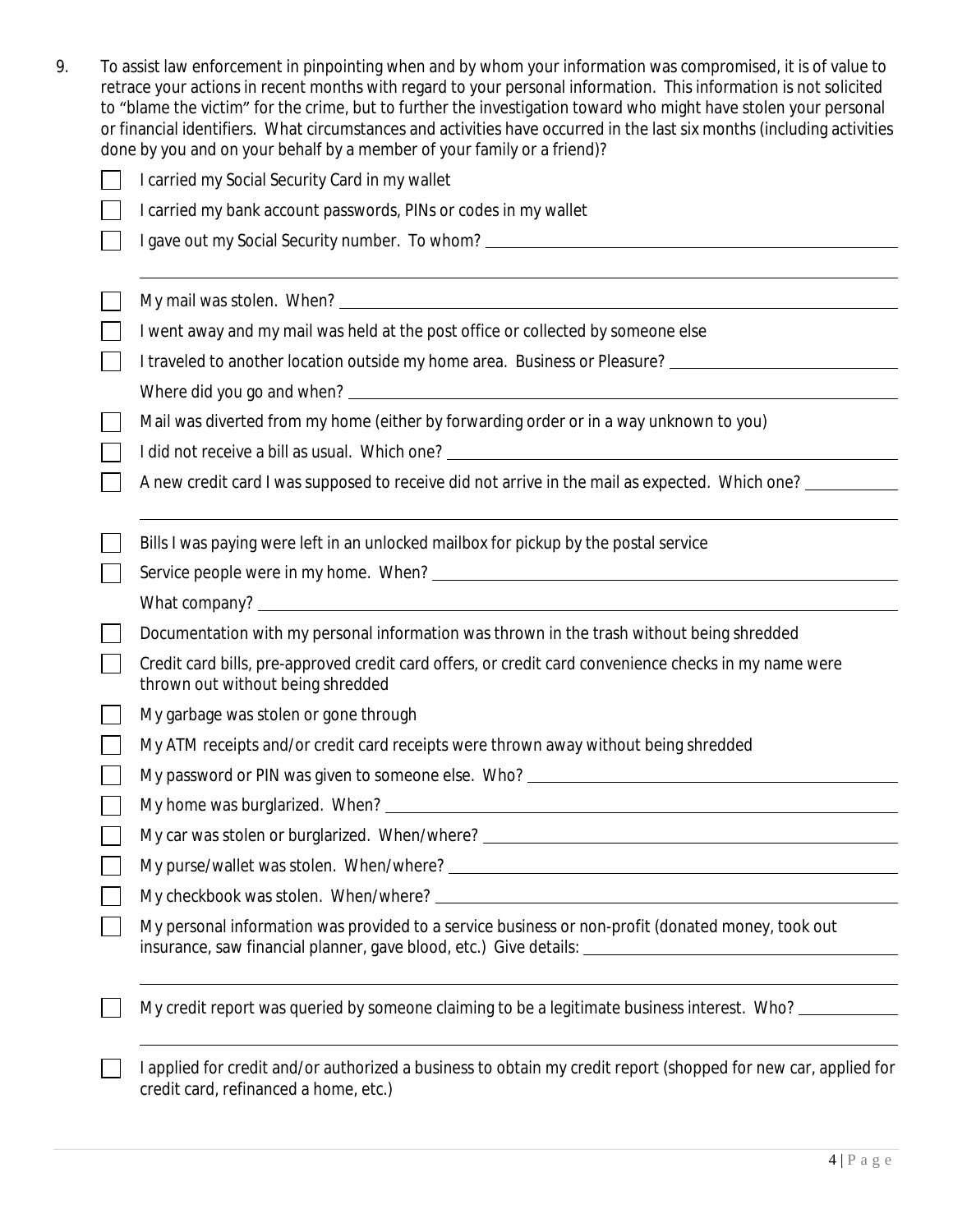9. To assist law enforcement in pinpointing when and by whom your information was compromised, it is of value to retrace your actions in recent months with regard to your personal information. This information is not solicited to "blame the victim" for the crime, but to further the investigation toward who might have stolen your personal or financial identifiers. What circumstances and activities have occurred in the last six months (including activities done by you and on your behalf by a member of your family or a friend)?

- [ ] I carried my Social Security Card in my wallet
- [ ] I carried my bank account passwords, PINs or codes in my wallet
- [ ] I gave out my Social Security number. To whom? ______________________
- [ ] My mail was stolen. When? ______________________
- [ ] I went away and my mail was held at the post office or collected by someone else
- [ ] I traveled to another location outside my home area. Business or Pleasure? ______________________
  Where did you go and when? ______________________
- [ ] Mail was diverted from my home (either by forwarding order or in a way unknown to you)
- [ ] I did not receive a bill as usual. Which one? ______________________
- [ ] A new credit card I was supposed to receive did not arrive in the mail as expected. Which one? ______________________
- [ ] Bills I was paying were left in an unlocked mailbox for pickup by the postal service
- [ ] Service people were in my home. When? ______________________
  What company? ______________________
- [ ] Documentation with my personal information was thrown in the trash without being shredded
- [ ] Credit card bills, pre-approved credit card offers, or credit card convenience checks in my name were thrown out without being shredded
- [ ] My garbage was stolen or gone through
- [ ] My ATM receipts and/or credit card receipts were thrown away without being shredded
- [ ] My password or PIN was given to someone else. Who? ______________________
- [ ] My home was burglarized. When? ______________________
- [ ] My car was stolen or burglarized. When/where? ______________________
- [ ] My purse/wallet was stolen. When/where? ______________________
- [ ] My checkbook was stolen. When/where? ______________________
- [ ] My personal information was provided to a service business or non-profit (donated money, took out insurance, saw financial planner, gave blood, etc.) Give details: ______________________
- [ ] My credit report was queried by someone claiming to be a legitimate business interest. Who? ______________________
- [ ] I applied for credit and/or authorized a business to obtain my credit report (shopped for new car, applied for credit card, refinanced a home, etc.)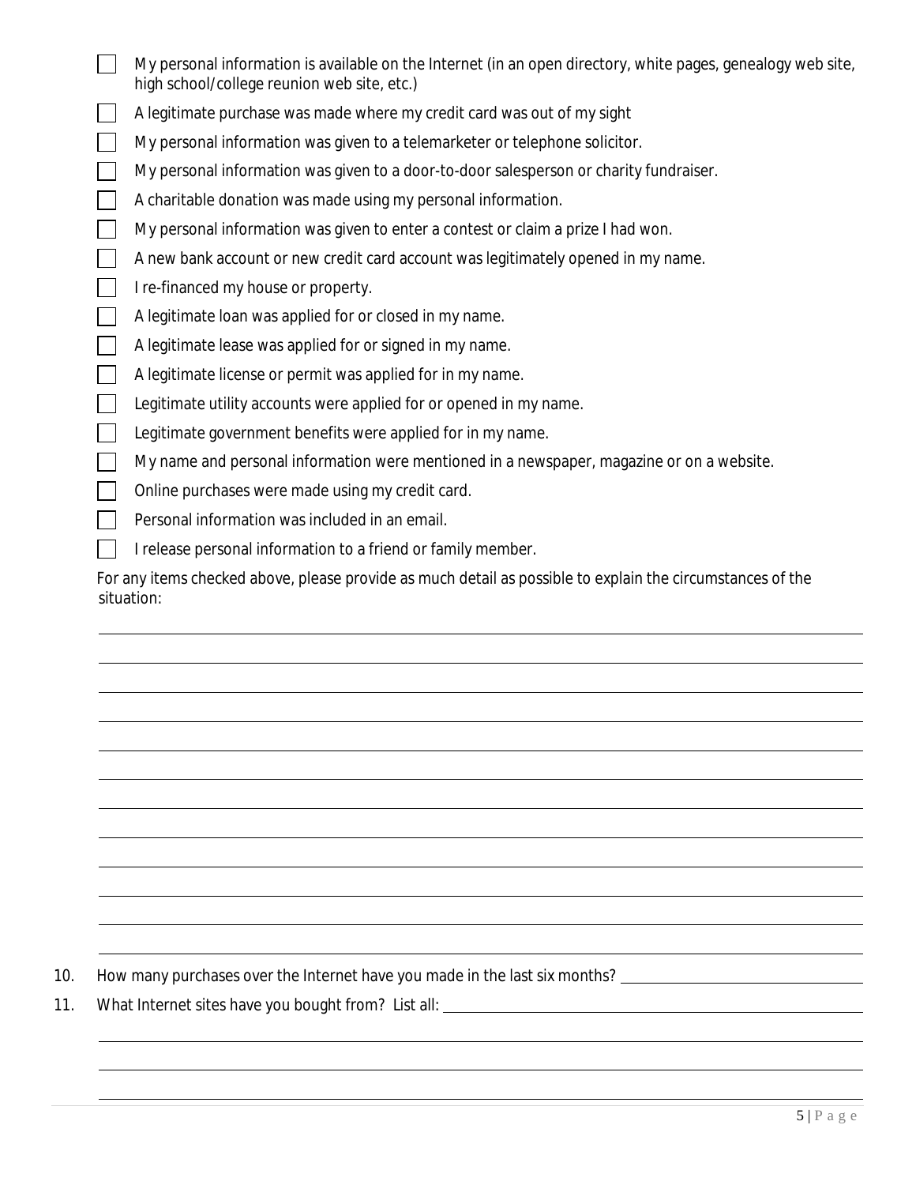- [ ] My personal information is available on the Internet (in an open directory, white pages, genealogy web site, high school/college reunion web site, etc.)
- [ ] A legitimate purchase was made where my credit card was out of my sight
- [ ] My personal information was given to a telemarketer or telephone solicitor.
- [ ] My personal information was given to a door-to-door salesperson or charity fundraiser.
- [ ] A charitable donation was made using my personal information.
- [ ] My personal information was given to enter a contest or claim a prize I had won.
- [ ] A new bank account or new credit card account was legitimately opened in my name.
- [ ] I re-financed my house or property.
- [ ] A legitimate loan was applied for or closed in my name.
- [ ] A legitimate lease was applied for or signed in my name.
- [ ] A legitimate license or permit was applied for in my name.
- [ ] Legitimate utility accounts were applied for or opened in my name.
- [ ] Legitimate government benefits were applied for in my name.
- [ ] My name and personal information were mentioned in a newspaper, magazine or on a website.
- [ ] Online purchases were made using my credit card.
- [ ] Personal information was included in an email.
- [ ] I release personal information to a friend or family member.

For any items checked above, please provide as much detail as possible to explain the circumstances of the situation:

______________________________________________________________________________

______________________________________________________________________________

______________________________________________________________________________

______________________________________________________________________________

______________________________________________________________________________

______________________________________________________________________________

______________________________________________________________________________

______________________________________________________________________________

______________________________________________________________________________

______________________________________________________________________________

______________________________________________________________________________

______________________________________________________________________________

10. How many purchases over the Internet have you made in the last six months? ____________________

11. What Internet sites have you bought from? List all: ______________________________________

______________________________________________________________________________

______________________________________________________________________________

______________________________________________________________________________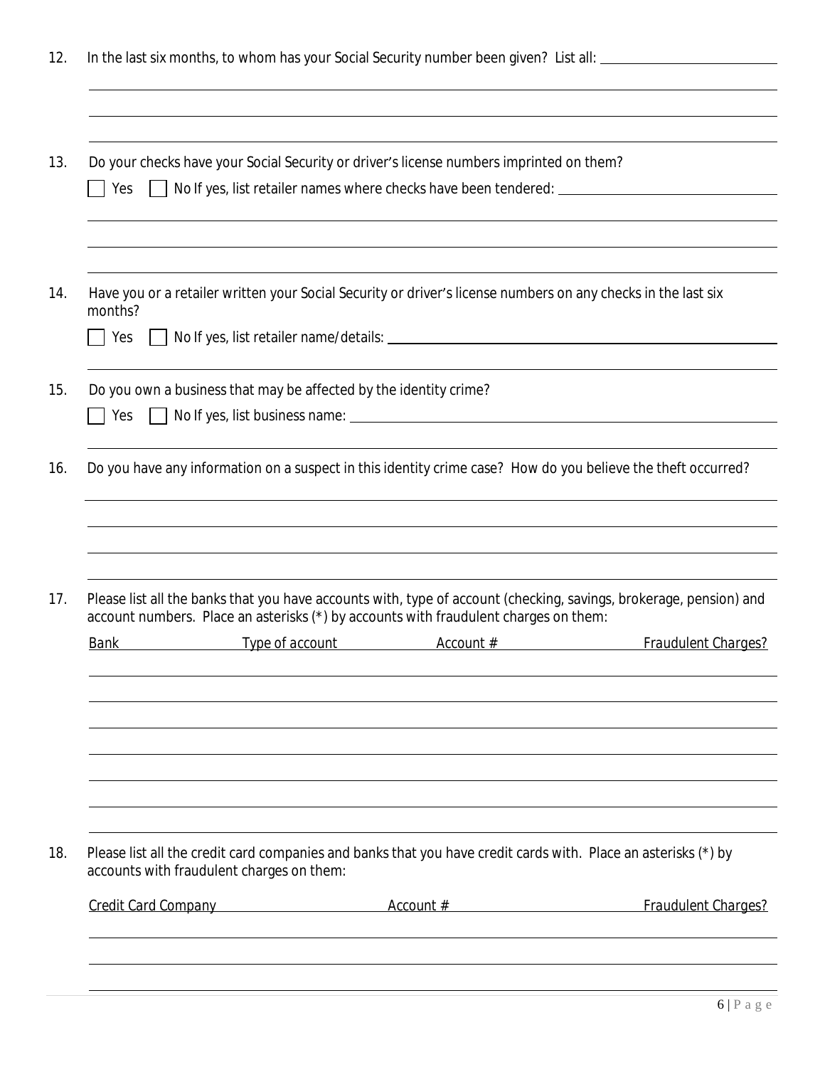12. In the last six months, to whom has your Social Security number been given? List all: ______________________

______________________________________________________________________________

______________________________________________________________________________

______________________________________________________________________________

13. Do your checks have your Social Security or driver's license numbers imprinted on them?

☐ Yes ☐ No If yes, list retailer names where checks have been tendered: ______________________

______________________________________________________________________________

______________________________________________________________________________

______________________________________________________________________________

14. Have you or a retailer written your Social Security or driver's license numbers on any checks in the last six months?

☐ Yes ☐ No If yes, list retailer name/details: ______________________

______________________________________________________________________________

15. Do you own a business that may be affected by the identity crime?

☐ Yes ☐ No If yes, list business name: ______________________

______________________________________________________________________________

16. Do you have any information on a suspect in this identity crime case? How do you believe the theft occurred?

______________________________________________________________________________

______________________________________________________________________________

______________________________________________________________________________

______________________________________________________________________________

17. Please list all the banks that you have accounts with, type of account (checking, savings, brokerage, pension) and account numbers. Place an asterisks (*) by accounts with fraudulent charges on them:

| Bank | Type of account | Account # | Fraudulent Charges? |
|---|---|---|---|
| | | | |
| | | | |
| | | | |
| | | | |
| | | | |
| | | | |
| | | | |

18. Please list all the credit card companies and banks that you have credit cards with. Place an asterisks (*) by accounts with fraudulent charges on them:

| Credit Card Company | Account # | Fraudulent Charges? |
|---|---|---|
| | | |
| | | |
| | | |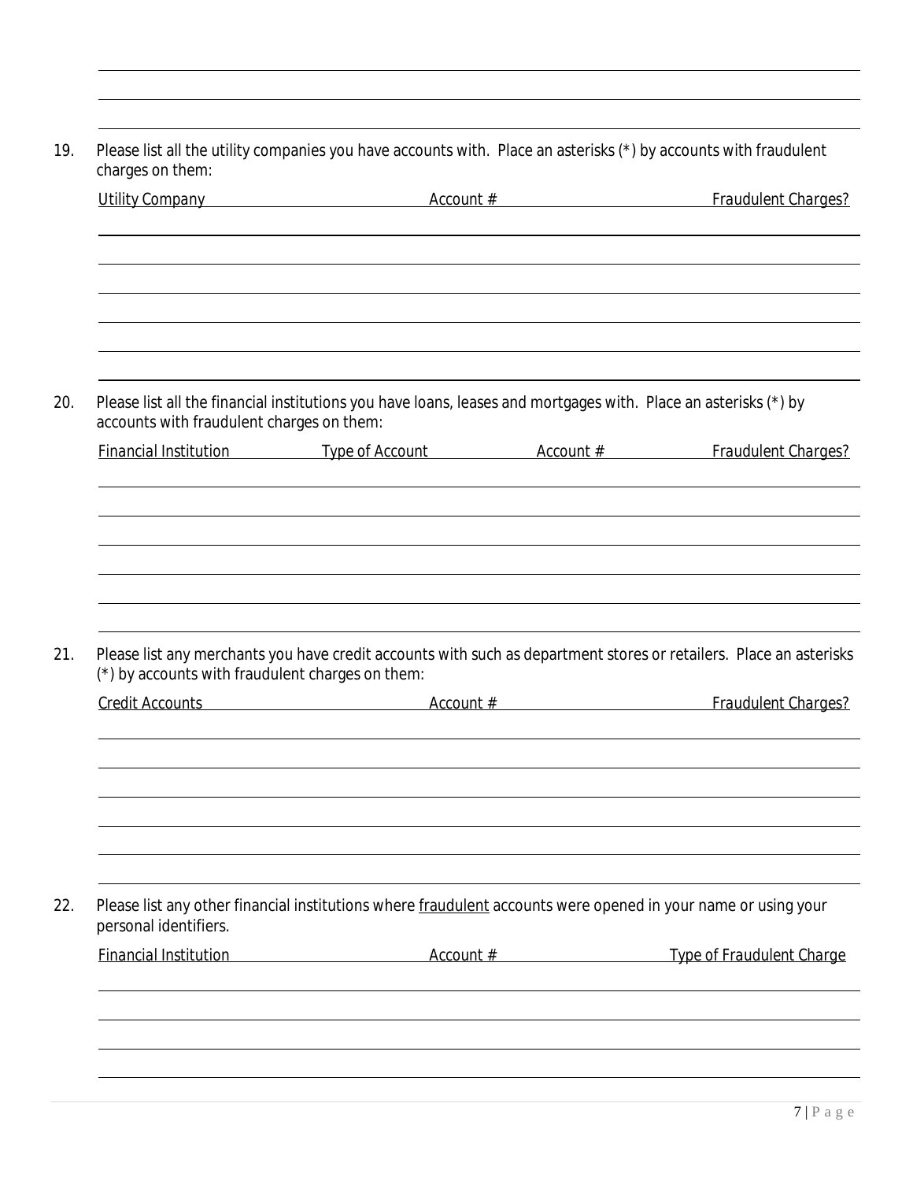19. Please list all the utility companies you have accounts with. Place an asterisks (*) by accounts with fraudulent charges on them:

| Utility Company | Account # | Fraudulent Charges? |
|---|---|---|
| | | |
| | | |
| | | |
| | | |
| | | |

20. Please list all the financial institutions you have loans, leases and mortgages with. Place an asterisks (*) by accounts with fraudulent charges on them:

| Financial Institution | Type of Account | Account # | Fraudulent Charges? |
|---|---|---|---|
| | | | |
| | | | |
| | | | |
| | | | |
| | | | |

21. Please list any merchants you have credit accounts with such as department stores or retailers. Place an asterisks (*) by accounts with fraudulent charges on them:

| Credit Accounts | Account # | Fraudulent Charges? |
|---|---|---|
| | | |
| | | |
| | | |
| | | |
| | | |

22. Please list any other financial institutions where fraudulent accounts were opened in your name or using your personal identifiers.

| Financial Institution | Account # | Type of Fraudulent Charge |
|---|---|---|
| | | |
| | | |
| | | |
| | | |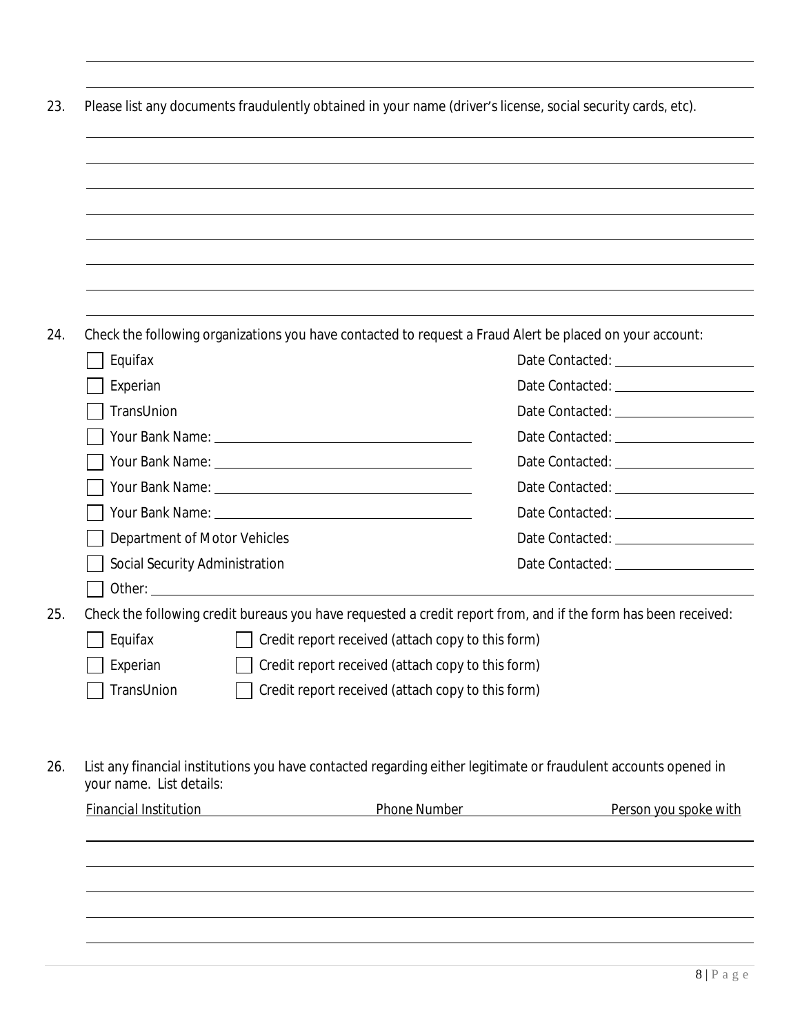23. Please list any documents fraudulently obtained in your name (driver's license, social security cards, etc).

24. Check the following organizations you have contacted to request a Fraud Alert be placed on your account:

- [ ] Equifax — Date Contacted: ____________________
- [ ] Experian — Date Contacted: ____________________
- [ ] TransUnion — Date Contacted: ____________________
- [ ] Your Bank Name: ______________________________ — Date Contacted: ____________________
- [ ] Your Bank Name: ______________________________ — Date Contacted: ____________________
- [ ] Your Bank Name: ______________________________ — Date Contacted: ____________________
- [ ] Your Bank Name: ______________________________ — Date Contacted: ____________________
- [ ] Department of Motor Vehicles — Date Contacted: ____________________
- [ ] Social Security Administration — Date Contacted: ____________________
- [ ] Other: ____________________________________________________________

25. Check the following credit bureaus you have requested a credit report from, and if the form has been received:

- [ ] Equifax — [ ] Credit report received (attach copy to this form)
- [ ] Experian — [ ] Credit report received (attach copy to this form)
- [ ] TransUnion — [ ] Credit report received (attach copy to this form)

26. List any financial institutions you have contacted regarding either legitimate or fraudulent accounts opened in your name. List details:

| Financial Institution | Phone Number | Person you spoke with |
| --- | --- | --- |
| | | |
| | | |
| | | |
| | | |
| | | |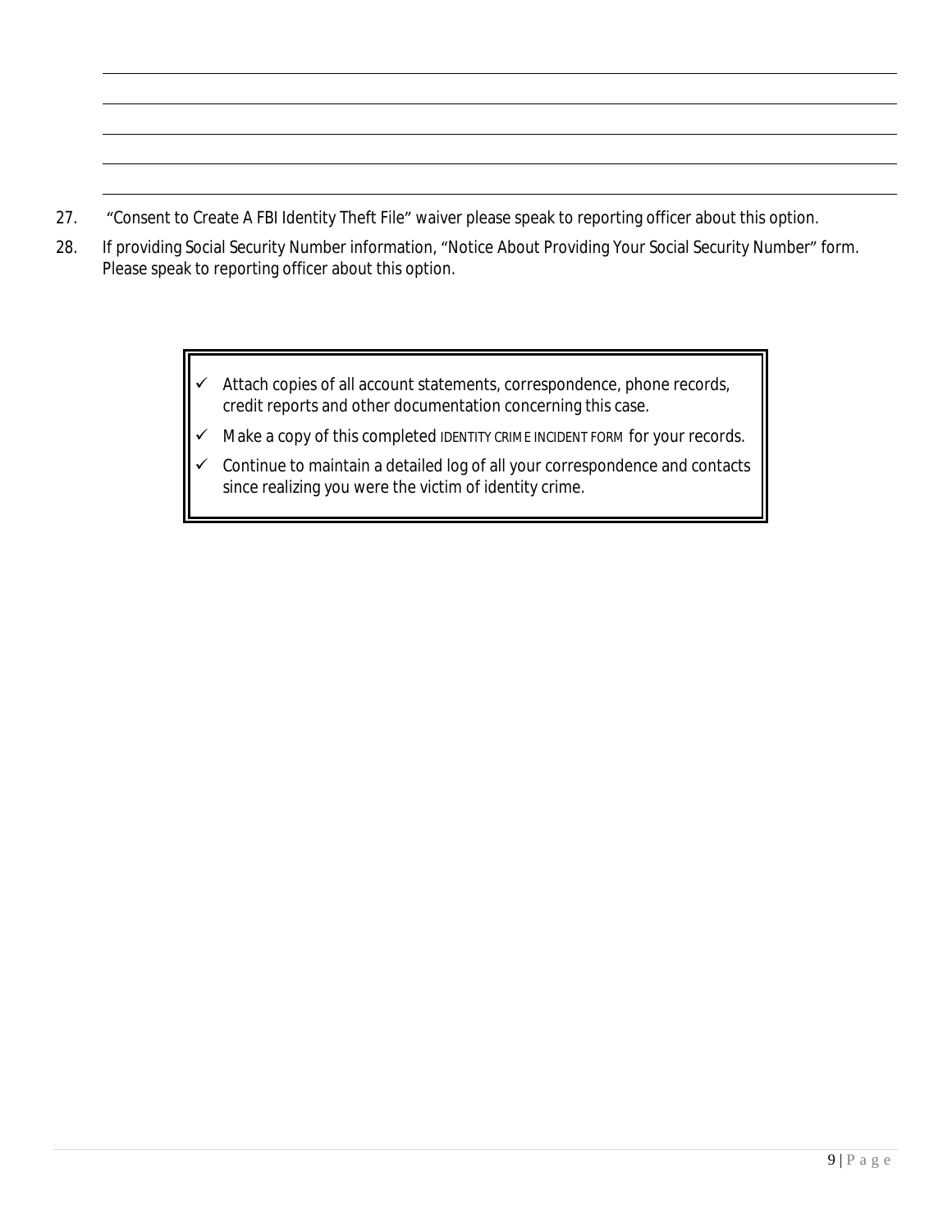27. "Consent to Create A FBI Identity Theft File" waiver please speak to reporting officer about this option.

28. If providing Social Security Number information, "Notice About Providing Your Social Security Number" form. Please speak to reporting officer about this option.

- ✓ Attach copies of all account statements, correspondence, phone records, credit reports and other documentation concerning this case.
- ✓ Make a copy of this completed IDENTITY CRIME INCIDENT FORM for your records.
- ✓ Continue to maintain a detailed log of all your correspondence and contacts since realizing you were the victim of identity crime.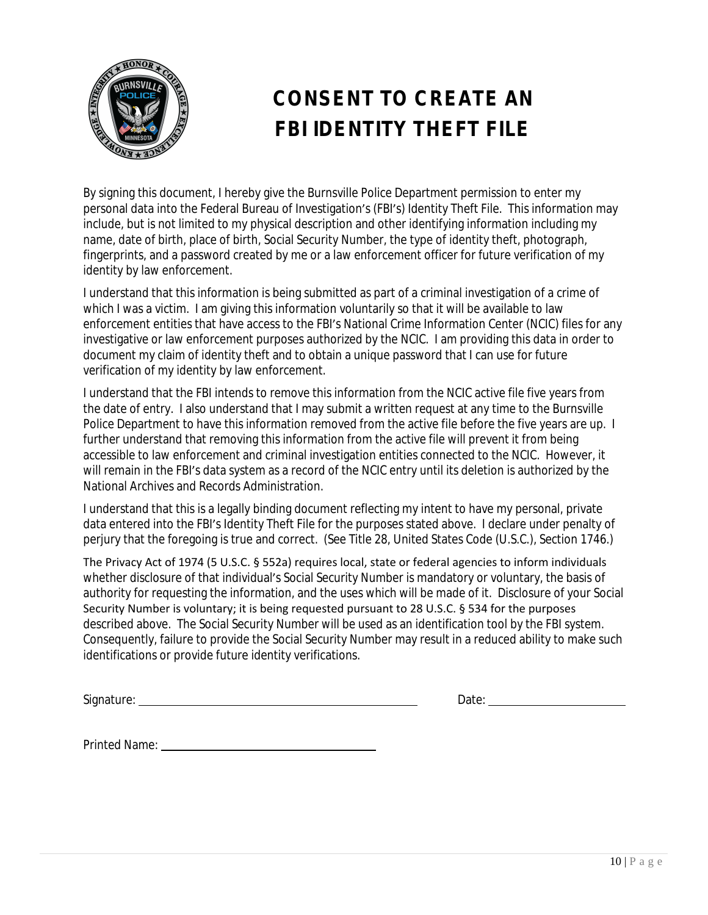# CONSENT TO CREATE AN FBI IDENTITY THEFT FILE

By signing this document, I hereby give the Burnsville Police Department permission to enter my personal data into the Federal Bureau of Investigation's (FBI's) Identity Theft File. This information may include, but is not limited to my physical description and other identifying information including my name, date of birth, place of birth, Social Security Number, the type of identity theft, photograph, fingerprints, and a password created by me or a law enforcement officer for future verification of my identity by law enforcement.

I understand that this information is being submitted as part of a criminal investigation of a crime of which I was a victim. I am giving this information voluntarily so that it will be available to law enforcement entities that have access to the FBI's National Crime Information Center (NCIC) files for any investigative or law enforcement purposes authorized by the NCIC. I am providing this data in order to document my claim of identity theft and to obtain a unique password that I can use for future verification of my identity by law enforcement.

I understand that the FBI intends to remove this information from the NCIC active file five years from the date of entry. I also understand that I may submit a written request at any time to the Burnsville Police Department to have this information removed from the active file before the five years are up. I further understand that removing this information from the active file will prevent it from being accessible to law enforcement and criminal investigation entities connected to the NCIC. However, it will remain in the FBI's data system as a record of the NCIC entry until its deletion is authorized by the National Archives and Records Administration.

I understand that this is a legally binding document reflecting my intent to have my personal, private data entered into the FBI's Identity Theft File for the purposes stated above. I declare under penalty of perjury that the foregoing is true and correct. (See Title 28, United States Code (U.S.C.), Section 1746.)

The Privacy Act of 1974 (5 U.S.C. § 552a) requires local, state or federal agencies to inform individuals whether disclosure of that individual's Social Security Number is mandatory or voluntary, the basis of authority for requesting the information, and the uses which will be made of it. Disclosure of your Social Security Number is voluntary; it is being requested pursuant to 28 U.S.C. § 534 for the purposes described above. The Social Security Number will be used as an identification tool by the FBI system. Consequently, failure to provide the Social Security Number may result in a reduced ability to make such identifications or provide future identity verifications.

Signature: ______________________________ Date: ____________________

Printed Name: ______________________________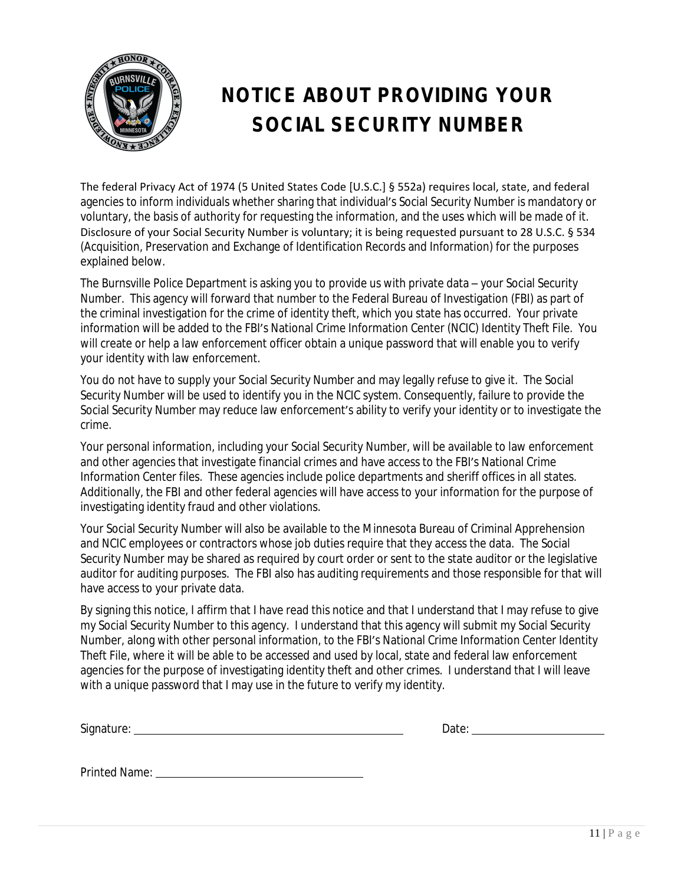# NOTICE ABOUT PROVIDING YOUR SOCIAL SECURITY NUMBER

The federal Privacy Act of 1974 (5 United States Code [U.S.C.] § 552a) requires local, state, and federal agencies to inform individuals whether sharing that individual's Social Security Number is mandatory or voluntary, the basis of authority for requesting the information, and the uses which will be made of it. Disclosure of your Social Security Number is voluntary; it is being requested pursuant to 28 U.S.C. § 534 (Acquisition, Preservation and Exchange of Identification Records and Information) for the purposes explained below.

The Burnsville Police Department is asking you to provide us with private data – your Social Security Number. This agency will forward that number to the Federal Bureau of Investigation (FBI) as part of the criminal investigation for the crime of identity theft, which you state has occurred. Your private information will be added to the FBI's National Crime Information Center (NCIC) Identity Theft File. You will create or help a law enforcement officer obtain a unique password that will enable you to verify your identity with law enforcement.

You do not have to supply your Social Security Number and may legally refuse to give it. The Social Security Number will be used to identify you in the NCIC system. Consequently, failure to provide the Social Security Number may reduce law enforcement's ability to verify your identity or to investigate the crime.

Your personal information, including your Social Security Number, will be available to law enforcement and other agencies that investigate financial crimes and have access to the FBI's National Crime Information Center files. These agencies include police departments and sheriff offices in all states. Additionally, the FBI and other federal agencies will have access to your information for the purpose of investigating identity fraud and other violations.

Your Social Security Number will also be available to the Minnesota Bureau of Criminal Apprehension and NCIC employees or contractors whose job duties require that they access the data. The Social Security Number may be shared as required by court order or sent to the state auditor or the legislative auditor for auditing purposes. The FBI also has auditing requirements and those responsible for that will have access to your private data.

By signing this notice, I affirm that I have read this notice and that I understand that I may refuse to give my Social Security Number to this agency. I understand that this agency will submit my Social Security Number, along with other personal information, to the FBI's National Crime Information Center Identity Theft File, where it will be able to be accessed and used by local, state and federal law enforcement agencies for the purpose of investigating identity theft and other crimes. I understand that I will leave with a unique password that I may use in the future to verify my identity.

Signature: ______________________________ Date: ________________

Printed Name: ______________________________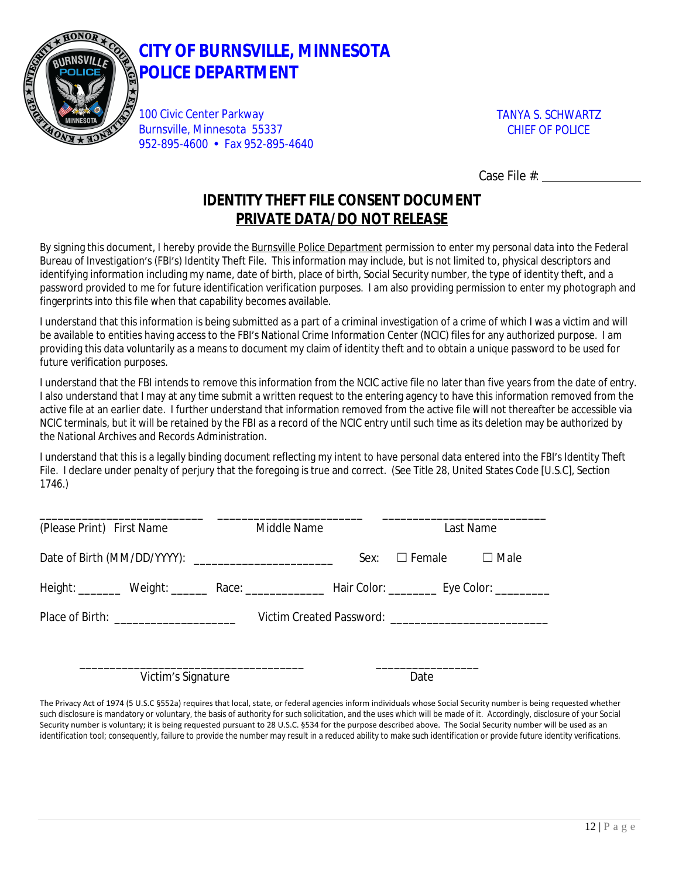# CITY OF BURNSVILLE, MINNESOTA
# POLICE DEPARTMENT

100 Civic Center Parkway
Burnsville, Minnesota 55337
952-895-4600 • Fax 952-895-4640

TANYA S. SCHWARTZ
CHIEF OF POLICE

Case File #: ________________

## IDENTITY THEFT FILE CONSENT DOCUMENT
## PRIVATE DATA/DO NOT RELEASE

By signing this document, I hereby provide the Burnsville Police Department permission to enter my personal data into the Federal Bureau of Investigation's (FBI's) Identity Theft File. This information may include, but is not limited to, physical descriptors and identifying information including my name, date of birth, place of birth, Social Security number, the type of identity theft, and a password provided to me for future identification verification purposes. I am also providing permission to enter my photograph and fingerprints into this file when that capability becomes available.

I understand that this information is being submitted as a part of a criminal investigation of a crime of which I was a victim and will be available to entities having access to the FBI's National Crime Information Center (NCIC) files for any authorized purpose. I am providing this data voluntarily as a means to document my claim of identity theft and to obtain a unique password to be used for future verification purposes.

I understand that the FBI intends to remove this information from the NCIC active file no later than five years from the date of entry. I also understand that I may at any time submit a written request to the entering agency to have this information removed from the active file at an earlier date. I further understand that information removed from the active file will not thereafter be accessible via NCIC terminals, but it will be retained by the FBI as a record of the NCIC entry until such time as its deletion may be authorized by the National Archives and Records Administration.

I understand that this is a legally binding document reflecting my intent to have personal data entered into the FBI's Identity Theft File. I declare under penalty of perjury that the foregoing is true and correct. (See Title 28, United States Code [U.S.C], Section 1746.)

___________________________ ________________________ ___________________________
(Please Print) First Name Middle Name Last Name

Date of Birth (MM/DD/YYYY): ______________________ Sex: ☐ Female ☐ Male

Height: _______ Weight: ______ Race: _____________ Hair Color: ________ Eye Color: _________

Place of Birth: ___________________ Victim Created Password: _________________________

____________________________________ ________________
Victim's Signature Date

The Privacy Act of 1974 (5 U.S.C §552a) requires that local, state, or federal agencies inform individuals whose Social Security number is being requested whether such disclosure is mandatory or voluntary, the basis of authority for such solicitation, and the uses which will be made of it. Accordingly, disclosure of your Social Security number is voluntary; it is being requested pursuant to 28 U.S.C. §534 for the purpose described above. The Social Security number will be used as an identification tool; consequently, failure to provide the number may result in a reduced ability to make such identification or provide future identity verifications.